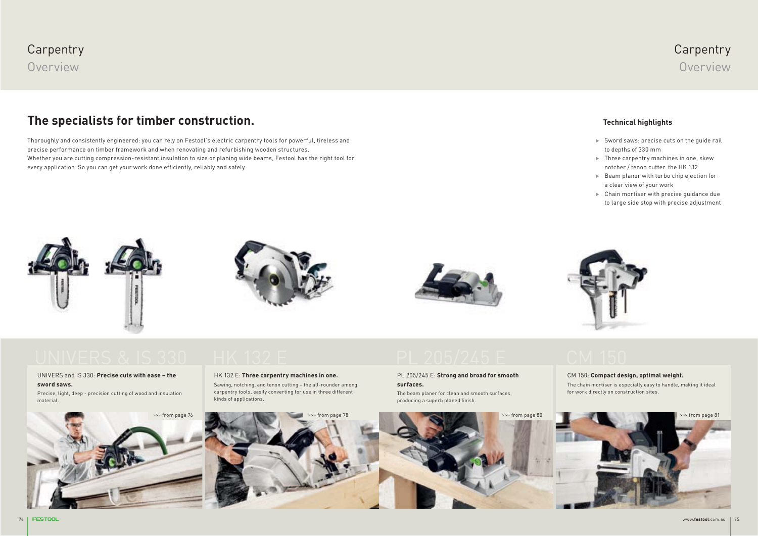# Carpentry

## Overview

## The specialists for timber construction.

Thoroughly and consistently engineered: you can rely on Festool´s electric carpentry tools for powerful, tireless and precise performance on timber framework and when renovating and refurbishing wooden structures.
Whether you are cutting compression-resistant insulation to size or planing wide beams, Festool has the right tool for every application. So you can get your work done efficiently, reliably and safely.

### Technical highlights

- Sword saws: precise cuts on the guide rail to depths of 330 mm
- Three carpentry machines in one, skew notcher / tenon cutter. the HK 132
- Beam planer with turbo chip ejection for a clear view of your work
- Chain mortiser with precise guidance due to large side stop with precise adjustment

## UNIVERS & IS 330

UNIVERS and IS 330: **Precise cuts with ease – the sword saws.**

Precise, light, deep - precision cutting of wood and insulation material.

>>> from page 76

## HK 132 E

HK 132 E: **Three carpentry machines in one.**

Sawing, notching, and tenon cutting – the all-rounder among carpentry tools, easily converting for use in three different kinds of applications.

>>> from page 78

## PL 205/245 E

PL 205/245 E: **Strong and broad for smooth surfaces.**

The beam planer for clean and smooth surfaces, producing a superb planed finish.

>>> from page 80

## CM 150

CM 150: **Compact design, optimal weight.**

The chain mortiser is especially easy to handle, making it ideal for work directly on construction sites.

>>> from page 81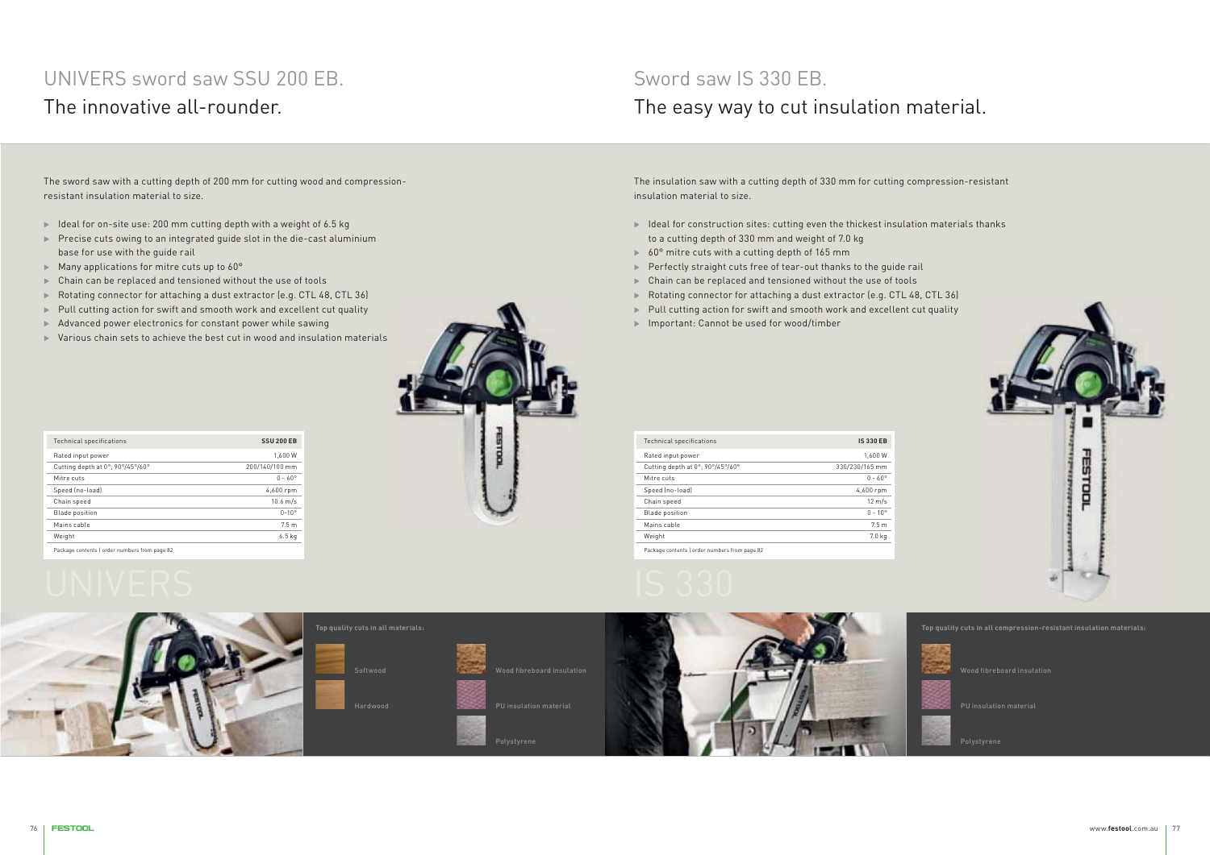## UNIVERS sword saw SSU 200 EB.

# The innovative all-rounder.

The sword saw with a cutting depth of 200 mm for cutting wood and compression-resistant insulation material to size.

- Ideal for on-site use: 200 mm cutting depth with a weight of 6.5 kg
- Precise cuts owing to an integrated guide slot in the die-cast aluminium base for use with the guide rail
- Many applications for mitre cuts up to 60°
- Chain can be replaced and tensioned without the use of tools
- Rotating connector for attaching a dust extractor (e.g. CTL 48, CTL 36)
- Pull cutting action for swift and smooth work and excellent cut quality
- Advanced power electronics for constant power while sawing
- Various chain sets to achieve the best cut in wood and insulation materials

| Technical specifications | SSU 200 EB |
|---|---|
| Rated input power | 1,600 W |
| Cutting depth at 0°; 90°/45°/60° | 200/140/100 mm |
| Mitre cuts | 0 - 60° |
| Speed (no-load) | 4,600 rpm |
| Chain speed | 10.6 m/s |
| Blade position | 0-10° |
| Mains cable | 7.5 m |
| Weight | 6.5 kg |

Package contents | order numbers from page 82

UNIVERS

**Top quality cuts in all materials:**

- Softwood
- Hardwood
- Wood fibreboard insulation
- PU insulation material
- Polystyrene

## Sword saw IS 330 EB.

# The easy way to cut insulation material.

The insulation saw with a cutting depth of 330 mm for cutting compression-resistant insulation material to size.

- Ideal for construction sites: cutting even the thickest insulation materials thanks to a cutting depth of 330 mm and weight of 7.0 kg
- 60° mitre cuts with a cutting depth of 165 mm
- Perfectly straight cuts free of tear-out thanks to the guide rail
- Chain can be replaced and tensioned without the use of tools
- Rotating connector for attaching a dust extractor (e.g. CTL 48, CTL 36)
- Pull cutting action for swift and smooth work and excellent cut quality
- Important: Cannot be used for wood/timber

| Technical specifications | IS 330 EB |
|---|---|
| Rated input power | 1,600 W |
| Cutting depth at 0°; 90°/45°/60° | 330/230/165 mm |
| Mitre cuts | 0 - 60° |
| Speed (no-load) | 4,600 rpm |
| Chain speed | 12 m/s |
| Blade position | 0 - 10° |
| Mains cable | 7.5 m |
| Weight | 7.0 kg |

Package contents | order numbers from page 82

IS 330

**Top quality cuts in all compression-resistant insulation materials:**

- Wood fibreboard insulation
- PU insulation material
- Polystyrene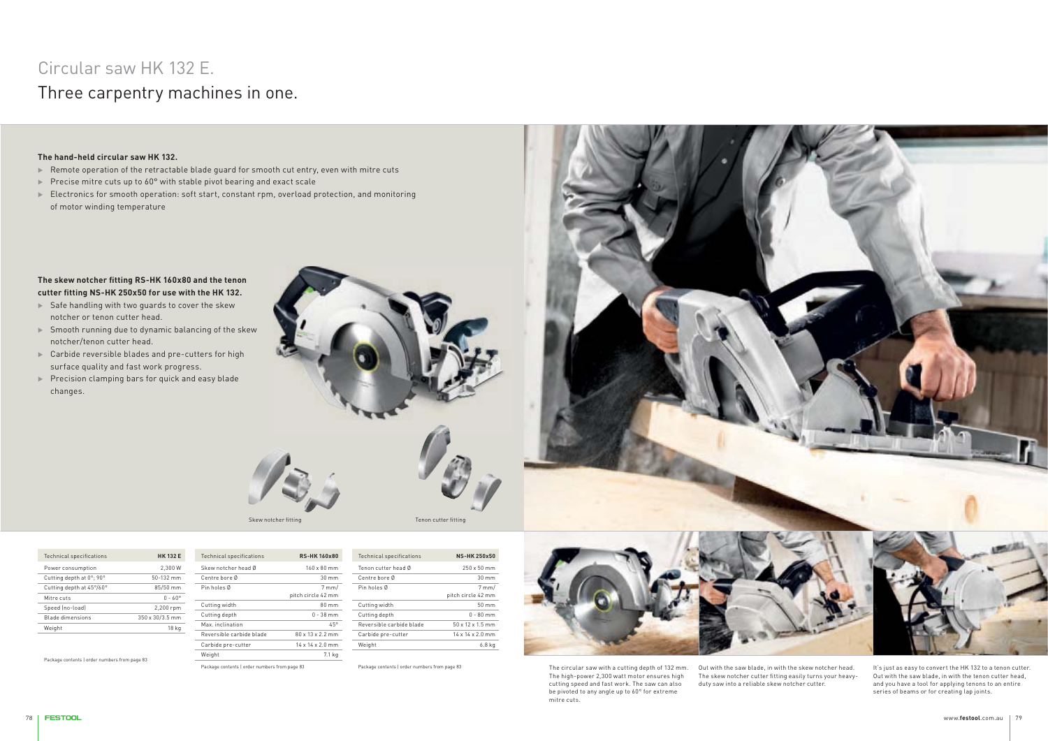# Circular saw HK 132 E.

## Three carpentry machines in one.

**The hand-held circular saw HK 132.**

- Remote operation of the retractable blade guard for smooth cut entry, even with mitre cuts
- Precise mitre cuts up to 60° with stable pivot bearing and exact scale
- Electronics for smooth operation: soft start, constant rpm, overload protection, and monitoring of motor winding temperature

**The skew notcher fitting RS-HK 160x80 and the tenon cutter fitting NS-HK 250x50 for use with the HK 132.**

- Safe handling with two guards to cover the skew notcher or tenon cutter head.
- Smooth running due to dynamic balancing of the skew notcher/tenon cutter head.
- Carbide reversible blades and pre-cutters for high surface quality and fast work progress.
- Precision clamping bars for quick and easy blade changes.

Skew notcher fitting

Tenon cutter fitting

| Technical specifications | HK 132 E |
|---|---|
| Power consumption | 2,300 W |
| Cutting depth at 0°; 90° | 50-132 mm |
| Cutting depth at 45°/60° | 85/50 mm |
| Mitre cuts | 0 - 60° |
| Speed (no-load) | 2,200 rpm |
| Blade dimensions | 350 x 30/3.5 mm |
| Weight | 18 kg |

Package contents | order numbers from page 83

| Technical specifications | RS-HK 160x80 |
|---|---|
| Skew notcher head Ø | 160 x 80 mm |
| Centre bore Ø | 30 mm |
| Pin holes Ø | 7 mm/ pitch circle 42 mm |
| Cutting width | 80 mm |
| Cutting depth | 0 - 38 mm |
| Max. inclination | 45° |
| Reversible carbide blade | 80 x 13 x 2.2 mm |
| Carbide pre-cutter | 14 x 14 x 2.0 mm |
| Weight | 7.1 kg |

Package contents | order numbers from page 83

| Technical specifications | NS-HK 250x50 |
|---|---|
| Tenon cutter head Ø | 250 x 50 mm |
| Centre bore Ø | 30 mm |
| Pin holes Ø | 7 mm/ pitch circle 42 mm |
| Cutting width | 50 mm |
| Cutting depth | 0 - 80 mm |
| Reversible carbide blade | 50 x 12 x 1.5 mm |
| Carbide pre-cutter | 14 x 14 x 2.0 mm |
| Weight | 6.8 kg |

Package contents | order numbers from page 83

The circular saw with a cutting depth of 132 mm. The high-power 2,300 watt motor ensures high cutting speed and fast work. The saw can also be pivoted to any angle up to 60° for extreme mitre cuts.

Out with the saw blade, in with the skew notcher head. The skew notcher cutter fitting easily turns your heavy-duty saw into a reliable skew notcher cutter.

It's just as easy to convert the HK 132 to a tenon cutter. Out with the saw blade, in with the tenon cutter head, and you have a tool for applying tenons to an entire series of beams or for creating lap joints.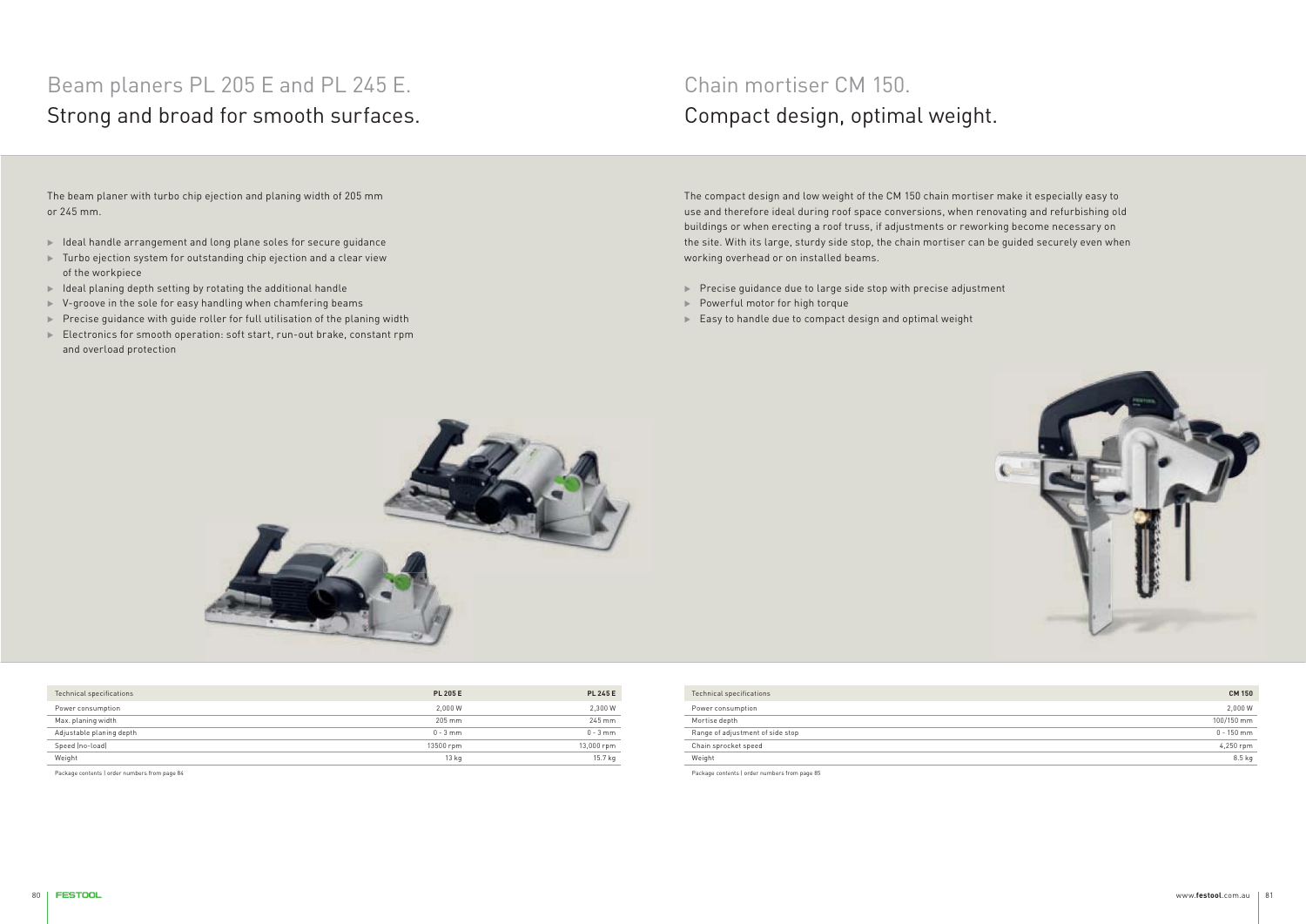# Beam planers PL 205 E and PL 245 E.

## Strong and broad for smooth surfaces.

The beam planer with turbo chip ejection and planing width of 205 mm or 245 mm.

- Ideal handle arrangement and long plane soles for secure guidance
- Turbo ejection system for outstanding chip ejection and a clear view of the workpiece
- Ideal planing depth setting by rotating the additional handle
- V-groove in the sole for easy handling when chamfering beams
- Precise guidance with guide roller for full utilisation of the planing width
- Electronics for smooth operation: soft start, run-out brake, constant rpm and overload protection

| Technical specifications | PL 205 E | PL 245 E |
|---|---|---|
| Power consumption | 2,000 W | 2,300 W |
| Max. planing width | 205 mm | 245 mm |
| Adjustable planing depth | 0 - 3 mm | 0 - 3 mm |
| Speed (no-load) | 13500 rpm | 13,000 rpm |
| Weight | 13 kg | 15.7 kg |

Package contents | order numbers from page 84

# Chain mortiser CM 150.

## Compact design, optimal weight.

The compact design and low weight of the CM 150 chain mortiser make it especially easy to use and therefore ideal during roof space conversions, when renovating and refurbishing old buildings or when erecting a roof truss, if adjustments or reworking become necessary on the site. With its large, sturdy side stop, the chain mortiser can be guided securely even when working overhead or on installed beams.

- Precise guidance due to large side stop with precise adjustment
- Powerful motor for high torque
- Easy to handle due to compact design and optimal weight

| Technical specifications | CM 150 |
|---|---|
| Power consumption | 2,000 W |
| Mortise depth | 100/150 mm |
| Range of adjustment of side stop | 0 - 150 mm |
| Chain sprocket speed | 4,250 rpm |
| Weight | 8.5 kg |

Package contents | order numbers from page 85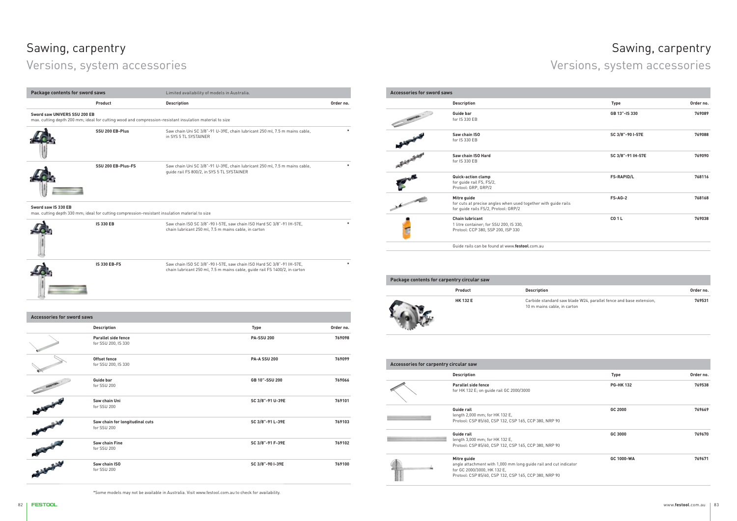# Sawing, carpentry

## Versions, system accessories

| Package contents for sword saws | Limited availability of models in Australia. | |
|---|---|---|
| **Product** | **Description** | **Order no.** |
| **Sword saw UNIVERS SSU 200 EB** max. cutting depth 200 mm; ideal for cutting wood and compression-resistant insulation material to size | | |
| **SSU 200 EB-Plus** | Saw chain Uni SC 3/8"-91 U-39E, chain lubricant 250 ml, 7.5 m mains cable, in SYS 5 TL SYSTAINER | * |
| **SSU 200 EB-Plus-FS** | Saw chain Uni SC 3/8"-91 U-39E, chain lubricant 250 ml, 7.5 m mains cable, guide rail FS 800/2, in SYS 5 TL SYSTAINER | * |
| **Sword saw IS 330 EB** max. cutting depth 330 mm; ideal for cutting compression-resistant insulation material to size | | |
| **IS 330 EB** | Saw chain ISO SC 3/8"-90 I-57E, saw chain ISO Hard SC 3/8"-91 IH-57E, chain lubricant 250 ml, 7.5 m mains cable, in carton | * |
| **IS 330 EB-FS** | Saw chain ISO SC 3/8"-90 I-57E, saw chain ISO Hard SC 3/8"-91 IH-57E, chain lubricant 250 ml, 7.5 m mains cable, guide rail FS 1400/2, in carton | * |

| Accessories for sword saws | | |
|---|---|---|
| **Description** | **Type** | **Order no.** |
| **Parallel side fence** for SSU 200, IS 330 | **PA-SSU 200** | **769098** |
| **Offset fence** for SSU 200, IS 330 | **PA-A SSU 200** | **769099** |
| **Guide bar** for SSU 200 | **GB 10"-SSU 200** | **769066** |
| **Saw chain Uni** for SSU 200 | **SC 3/8"-91 U-39E** | **769101** |
| **Saw chain for longitudinal cuts** for SSU 200 | **SC 3/8"-91 L-39E** | **769103** |
| **Saw chain Fine** for SSU 200 | **SC 3/8"-91 F-39E** | **769102** |
| **Saw chain ISO** for SSU 200 | **SC 3/8"-90 I-39E** | **769100** |

*Some models may not be available in Australia. Visit www.festool.com.au to check for availability.

| Accessories for sword saws | | |
|---|---|---|
| **Description** | **Type** | **Order no.** |
| **Guide bar** for IS 330 EB | **GB 13"-IS 330** | **769089** |
| **Saw chain ISO** for IS 330 EB | **SC 3/8"-90 I-57E** | **769088** |
| **Saw chain ISO Hard** for IS 330 EB | **SC 3/8"-91 IH-57E** | **769090** |
| **Quick-action clamp** for guide rail FS, FS/2, Protool: GRP, GRP/2 | **FS-RAPID/L** | **768116** |
| **Mitre guide** for cuts at precise angles when used together with guide rails for guide rails FS/2, Protool: GRP/2 | **FS-AG-2** | **768168** |
| **Chain lubricant** 1 litre container; for SSU 200, IS 330, Protool: CCP 380, SSP 200, ISP 330 | **CO 1 L** | **769038** |

Guide rails can be found at www.**festool**.com.au

| Package contents for carpentry circular saw | | |
|---|---|---|
| **Product** | **Description** | **Order no.** |
| **HK 132 E** | Carbide standard saw blade W24, parallel fence and base extension, 10 m mains cable, in carton | **769531** |

| Accessories for carpentry circular saw | | |
|---|---|---|
| **Description** | **Type** | **Order no.** |
| **Parallel side fence** for HK 132 E; on guide rail GC 2000/3000 | **PG-HK 132** | **769538** |
| **Guide rail** length 2,000 mm; for HK 132 E, Protool: CSP 85/60, CSP 132, CSP 165, CCP 380, NRP 90 | **GC 2000** | **769669** |
| **Guide rail** length 3,000 mm; for HK 132 E, Protool: CSP 85/60, CSP 132, CSP 165, CCP 380, NRP 90 | **GC 3000** | **769670** |
| **Mitre guide** angle attachment with 1,000 mm long guide rail and cut indicator for GC 2000/3000, HK 132 E, Protool: CSP 85/60, CSP 132, CSP 165, CCP 380, NRP 90 | **GC 1000-WA** | **769671** |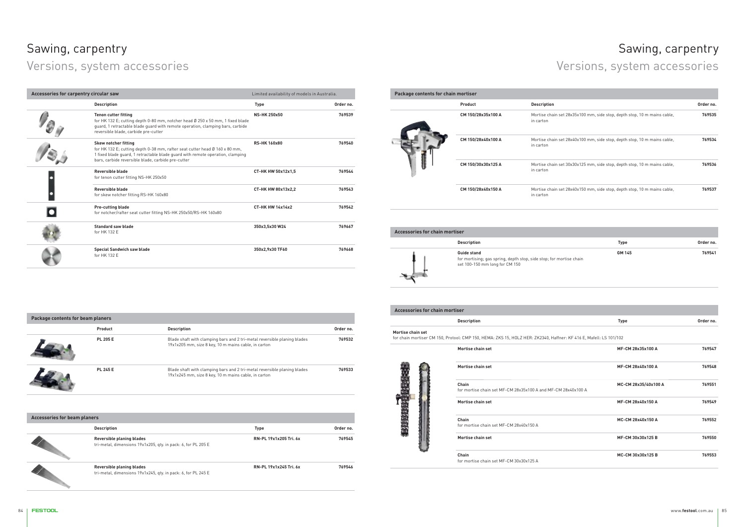# Sawing, carpentry
## Versions, system accessories

### Accessories for carpentry circular saw

Limited availability of models in Australia.

| Description | Type | Order no. |
| --- | --- | --- |
| **Tenon cutter fitting**<br>for HK 132 E; cutting depth 0-80 mm, notcher head Ø 250 x 50 mm, 1 fixed blade guard, 1 retractable blade guard with remote operation, clamping bars, carbide reversible blade, carbide pre-cutter | NS-HK 250x50 | 769539 |
| **Skew notcher fitting**<br>for HK 132 E; cutting depth 0-38 mm, rafter seat cutter head Ø 160 x 80 mm, 1 fixed blade guard, 1 retractable blade guard with remote operation, clamping bars, carbide reversible blade, carbide pre-cutter | RS-HK 160x80 | 769540 |
| **Reversible blade**<br>for tenon cutter fitting NS-HK 250x50 | CT-HK HW 50x12x1,5 | 769544 |
| **Reversible blade**<br>for skew notcher fitting RS-HK 160x80 | CT-HK HW 80x13x2,2 | 769543 |
| **Pre-cutting blade**<br>for notcher/rafter seat cutter fitting NS-HK 250x50/RS-HK 160x80 | CT-HK HW 14x14x2 | 769542 |
| **Standard saw blade**<br>for HK 132 E | 350x3,5x30 W24 | 769667 |
| **Special Sandwich saw blade**<br>for HK 132 E | 350x2,9x30 TF60 | 769668 |

### Package contents for beam planers

| Product | Description | Order no. |
| --- | --- | --- |
| PL 205 E | Blade shaft with clamping bars and 2 tri-metal reversible planing blades 19x1x205 mm, size 8 key, 10 m mains cable, in carton | 769532 |
| PL 245 E | Blade shaft with clamping bars and 2 tri-metal reversible planing blades 19x1x245 mm, size 8 key, 10 m mains cable, in carton | 769533 |

### Accessories for beam planers

| Description | Type | Order no. |
| --- | --- | --- |
| **Reversible planing blades**<br>tri-metal, dimensions 19x1x205, qty. in pack: 6, for PL 205 E | RN-PL 19x1x205 Tri. 6x | 769545 |
| **Reversible planing blades**<br>tri-metal, dimensions 19x1x245, qty. in pack: 6, for PL 245 E | RN-PL 19x1x245 Tri. 6x | 769546 |

### Package contents for chain mortiser

| Product | Description | Order no. |
| --- | --- | --- |
| CM 150/28x35x100 A | Mortise chain set 28x35x100 mm, side stop, depth stop, 10 m mains cable, in carton | 769535 |
| CM 150/28x40x100 A | Mortise chain set 28x40x100 mm, side stop, depth stop, 10 m mains cable, in carton | 769534 |
| CM 150/30x30x125 A | Mortise chain set 30x30x125 mm, side stop, depth stop, 10 m mains cable, in carton | 769536 |
| CM 150/28x40x150 A | Mortise chain set 28x40x150 mm, side stop, depth stop, 10 m mains cable, in carton | 769537 |

### Accessories for chain mortiser

| Description | Type | Order no. |
| --- | --- | --- |
| **Guide stand**<br>for mortising; gas spring, depth stop, side stop; for mortise chain set 100-150 mm long for CM 150 | GM 145 | 769541 |

### Accessories for chain mortiser

| Description | Type | Order no. |
| --- | --- | --- |
| **Mortise chain set**<br>for chain mortiser CM 150, Protool: CMP 150, HEMA: ZKS 15, HOLZ HER: ZK2340, Haffner: KF 416 E, Mafell: LS 101/102 | | |
| **Mortise chain set** | MF-CM 28x35x100 A | 769547 |
| **Mortise chain set** | MF-CM 28x40x100 A | 769548 |
| **Chain**<br>for mortise chain set MF-CM 28x35x100 A and MF-CM 28x40x100 A | MC-CM 28x35/40x100 A | 769551 |
| **Mortise chain set** | MF-CM 28x40x150 A | 769549 |
| **Chain**<br>for mortise chain set MF-CM 28x40x150 A | MC-CM 28x40x150 A | 769552 |
| **Mortise chain set** | MF-CM 30x30x125 B | 769550 |
| **Chain**<br>for mortise chain set MF-CM 30x30x125 A | MC-CM 30x30x125 B | 769553 |